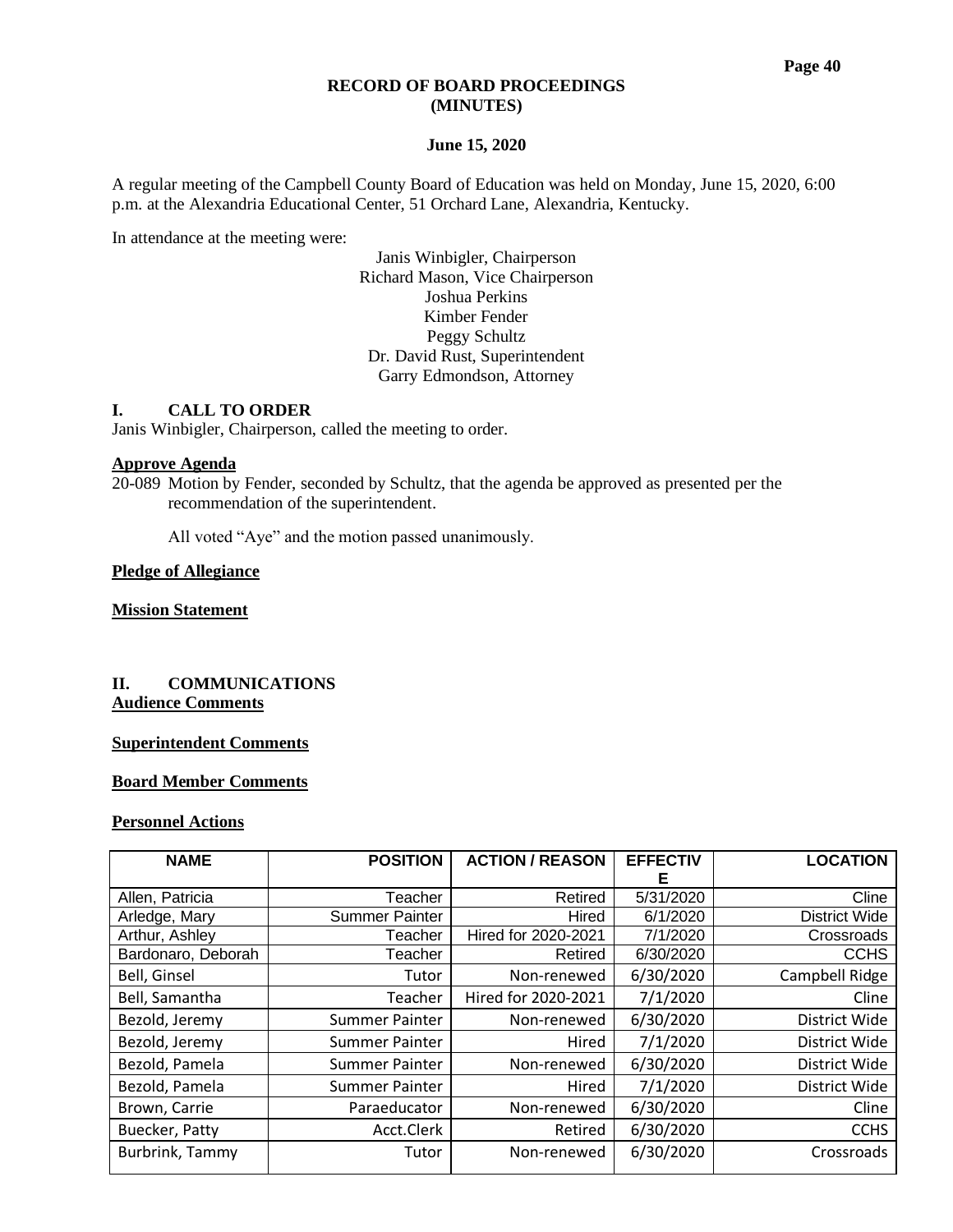# RECORD OF BOARD PROCEEDINGS (MINUTES)

## June 15, 2020

A regular meeting of the Campbell County Board of Education was held on Monday, June 15, 2020, 6:00 p.m. at the Alexandria Educational Center, 51 Orchard Lane, Alexandria, Kentucky.

In attendance at the meeting were:

Janis Winbigler, Chairperson
Richard Mason, Vice Chairperson
Joshua Perkins
Kimber Fender
Peggy Schultz
Dr. David Rust, Superintendent
Garry Edmondson, Attorney

## I. CALL TO ORDER

Janis Winbigler, Chairperson, called the meeting to order.

**Approve Agenda**

20-089 Motion by Fender, seconded by Schultz, that the agenda be approved as presented per the recommendation of the superintendent.

All voted "Aye" and the motion passed unanimously.

**Pledge of Allegiance**

**Mission Statement**

## II. COMMUNICATIONS

**Audience Comments**

**Superintendent Comments**

**Board Member Comments**

**Personnel Actions**

| NAME | POSITION | ACTION / REASON | EFFECTIVE | LOCATION |
|---|---|---|---|---|
| Allen, Patricia | Teacher | Retired | 5/31/2020 | Cline |
| Arledge, Mary | Summer Painter | Hired | 6/1/2020 | District Wide |
| Arthur, Ashley | Teacher | Hired for 2020-2021 | 7/1/2020 | Crossroads |
| Bardonaro, Deborah | Teacher | Retired | 6/30/2020 | CCHS |
| Bell, Ginsel | Tutor | Non-renewed | 6/30/2020 | Campbell Ridge |
| Bell, Samantha | Teacher | Hired for 2020-2021 | 7/1/2020 | Cline |
| Bezold, Jeremy | Summer Painter | Non-renewed | 6/30/2020 | District Wide |
| Bezold, Jeremy | Summer Painter | Hired | 7/1/2020 | District Wide |
| Bezold, Pamela | Summer Painter | Non-renewed | 6/30/2020 | District Wide |
| Bezold, Pamela | Summer Painter | Hired | 7/1/2020 | District Wide |
| Brown, Carrie | Paraeducator | Non-renewed | 6/30/2020 | Cline |
| Buecker, Patty | Acct.Clerk | Retired | 6/30/2020 | CCHS |
| Burbrink, Tammy | Tutor | Non-renewed | 6/30/2020 | Crossroads |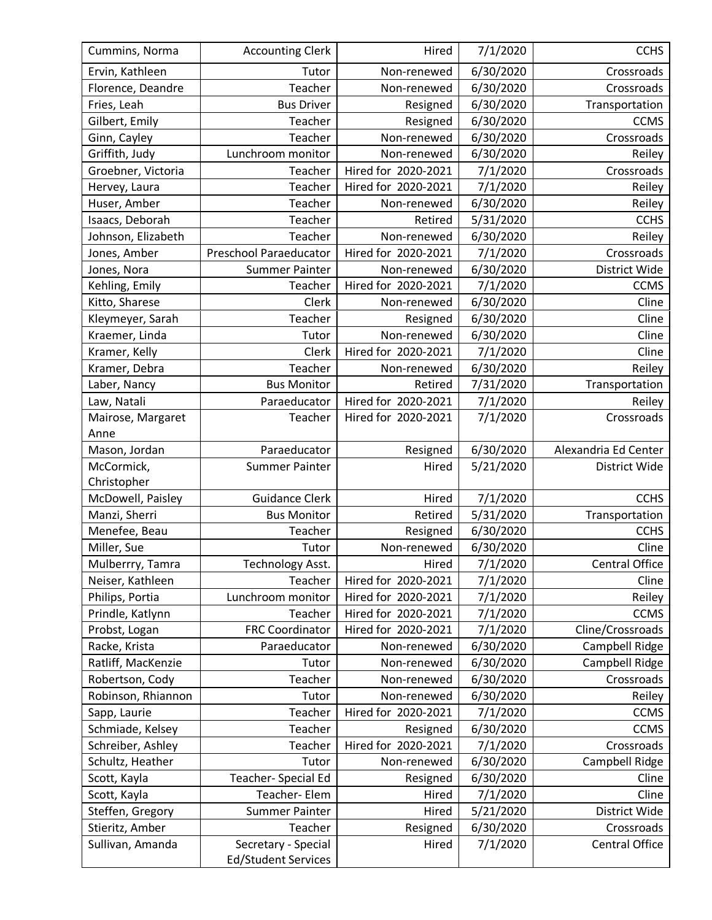| Cummins, Norma | Accounting Clerk | Hired | 7/1/2020 | CCHS |
|---|---|---|---|---|
| Ervin, Kathleen | Tutor | Non-renewed | 6/30/2020 | Crossroads |
| Florence, Deandre | Teacher | Non-renewed | 6/30/2020 | Crossroads |
| Fries, Leah | Bus Driver | Resigned | 6/30/2020 | Transportation |
| Gilbert, Emily | Teacher | Resigned | 6/30/2020 | CCMS |
| Ginn, Cayley | Teacher | Non-renewed | 6/30/2020 | Crossroads |
| Griffith, Judy | Lunchroom monitor | Non-renewed | 6/30/2020 | Reiley |
| Groebner, Victoria | Teacher | Hired for 2020-2021 | 7/1/2020 | Crossroads |
| Hervey, Laura | Teacher | Hired for 2020-2021 | 7/1/2020 | Reiley |
| Huser, Amber | Teacher | Non-renewed | 6/30/2020 | Reiley |
| Isaacs, Deborah | Teacher | Retired | 5/31/2020 | CCHS |
| Johnson, Elizabeth | Teacher | Non-renewed | 6/30/2020 | Reiley |
| Jones, Amber | Preschool Paraeducator | Hired for 2020-2021 | 7/1/2020 | Crossroads |
| Jones, Nora | Summer Painter | Non-renewed | 6/30/2020 | District Wide |
| Kehling, Emily | Teacher | Hired for 2020-2021 | 7/1/2020 | CCMS |
| Kitto, Sharese | Clerk | Non-renewed | 6/30/2020 | Cline |
| Kleymeyer, Sarah | Teacher | Resigned | 6/30/2020 | Cline |
| Kraemer, Linda | Tutor | Non-renewed | 6/30/2020 | Cline |
| Kramer, Kelly | Clerk | Hired for 2020-2021 | 7/1/2020 | Cline |
| Kramer, Debra | Teacher | Non-renewed | 6/30/2020 | Reiley |
| Laber, Nancy | Bus Monitor | Retired | 7/31/2020 | Transportation |
| Law, Natali | Paraeducator | Hired for 2020-2021 | 7/1/2020 | Reiley |
| Mairose, Margaret Anne | Teacher | Hired for 2020-2021 | 7/1/2020 | Crossroads |
| Mason, Jordan | Paraeducator | Resigned | 6/30/2020 | Alexandria Ed Center |
| McCormick, Christopher | Summer Painter | Hired | 5/21/2020 | District Wide |
| McDowell, Paisley | Guidance Clerk | Hired | 7/1/2020 | CCHS |
| Manzi, Sherri | Bus Monitor | Retired | 5/31/2020 | Transportation |
| Menefee, Beau | Teacher | Resigned | 6/30/2020 | CCHS |
| Miller, Sue | Tutor | Non-renewed | 6/30/2020 | Cline |
| Mulberrry, Tamra | Technology Asst. | Hired | 7/1/2020 | Central Office |
| Neiser, Kathleen | Teacher | Hired for 2020-2021 | 7/1/2020 | Cline |
| Philips, Portia | Lunchroom monitor | Hired for 2020-2021 | 7/1/2020 | Reiley |
| Prindle, Katlynn | Teacher | Hired for 2020-2021 | 7/1/2020 | CCMS |
| Probst, Logan | FRC Coordinator | Hired for 2020-2021 | 7/1/2020 | Cline/Crossroads |
| Racke, Krista | Paraeducator | Non-renewed | 6/30/2020 | Campbell Ridge |
| Ratliff, MacKenzie | Tutor | Non-renewed | 6/30/2020 | Campbell Ridge |
| Robertson, Cody | Teacher | Non-renewed | 6/30/2020 | Crossroads |
| Robinson, Rhiannon | Tutor | Non-renewed | 6/30/2020 | Reiley |
| Sapp, Laurie | Teacher | Hired for 2020-2021 | 7/1/2020 | CCMS |
| Schmiade, Kelsey | Teacher | Resigned | 6/30/2020 | CCMS |
| Schreiber, Ashley | Teacher | Hired for 2020-2021 | 7/1/2020 | Crossroads |
| Schultz, Heather | Tutor | Non-renewed | 6/30/2020 | Campbell Ridge |
| Scott, Kayla | Teacher- Special Ed | Resigned | 6/30/2020 | Cline |
| Scott, Kayla | Teacher- Elem | Hired | 7/1/2020 | Cline |
| Steffen, Gregory | Summer Painter | Hired | 5/21/2020 | District Wide |
| Stieritz, Amber | Teacher | Resigned | 6/30/2020 | Crossroads |
| Sullivan, Amanda | Secretary - Special Ed/Student Services | Hired | 7/1/2020 | Central Office |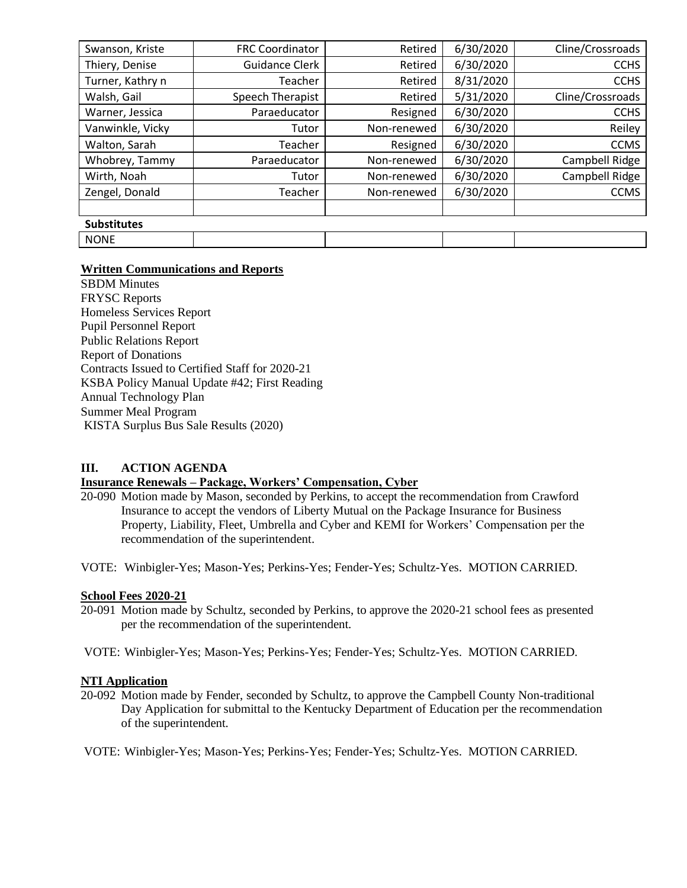| | | | | |
|---|---|---|---|---|
| Swanson, Kriste | FRC Coordinator | Retired | 6/30/2020 | Cline/Crossroads |
| Thiery, Denise | Guidance Clerk | Retired | 6/30/2020 | CCHS |
| Turner, Kathry n | Teacher | Retired | 8/31/2020 | CCHS |
| Walsh, Gail | Speech Therapist | Retired | 5/31/2020 | Cline/Crossroads |
| Warner, Jessica | Paraeducator | Resigned | 6/30/2020 | CCHS |
| Vanwinkle, Vicky | Tutor | Non-renewed | 6/30/2020 | Reiley |
| Walton, Sarah | Teacher | Resigned | 6/30/2020 | CCMS |
| Whobrey, Tammy | Paraeducator | Non-renewed | 6/30/2020 | Campbell Ridge |
| Wirth, Noah | Tutor | Non-renewed | 6/30/2020 | Campbell Ridge |
| Zengel, Donald | Teacher | Non-renewed | 6/30/2020 | CCMS |
| | | | | |
| **Substitutes** | | | | |
| NONE | | | | |

**Written Communications and Reports**

SBDM Minutes
FRYSC Reports
Homeless Services Report
Pupil Personnel Report
Public Relations Report
Report of Donations
Contracts Issued to Certified Staff for 2020-21
KSBA Policy Manual Update #42; First Reading
Annual Technology Plan
Summer Meal Program
KISTA Surplus Bus Sale Results (2020)

## III. ACTION AGENDA

**Insurance Renewals – Package, Workers' Compensation, Cyber**

20-090 Motion made by Mason, seconded by Perkins, to accept the recommendation from Crawford Insurance to accept the vendors of Liberty Mutual on the Package Insurance for Business Property, Liability, Fleet, Umbrella and Cyber and KEMI for Workers' Compensation per the recommendation of the superintendent.

VOTE: Winbigler-Yes; Mason-Yes; Perkins-Yes; Fender-Yes; Schultz-Yes. MOTION CARRIED.

**School Fees 2020-21**

20-091 Motion made by Schultz, seconded by Perkins, to approve the 2020-21 school fees as presented per the recommendation of the superintendent.

VOTE: Winbigler-Yes; Mason-Yes; Perkins-Yes; Fender-Yes; Schultz-Yes. MOTION CARRIED.

**NTI Application**

20-092 Motion made by Fender, seconded by Schultz, to approve the Campbell County Non-traditional Day Application for submittal to the Kentucky Department of Education per the recommendation of the superintendent.

VOTE: Winbigler-Yes; Mason-Yes; Perkins-Yes; Fender-Yes; Schultz-Yes. MOTION CARRIED.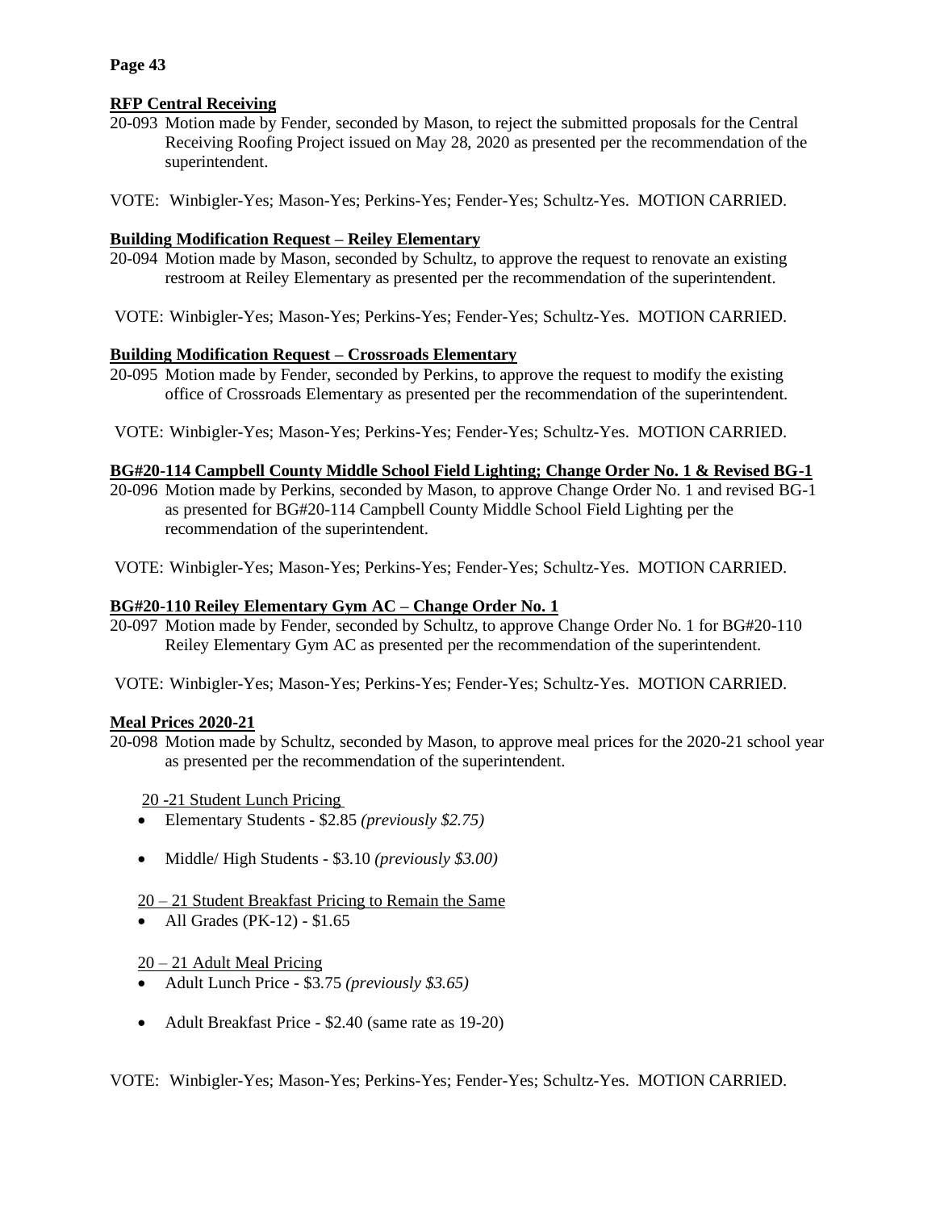**RFP Central Receiving**

20-093 Motion made by Fender, seconded by Mason, to reject the submitted proposals for the Central Receiving Roofing Project issued on May 28, 2020 as presented per the recommendation of the superintendent.

VOTE: Winbigler-Yes; Mason-Yes; Perkins-Yes; Fender-Yes; Schultz-Yes. MOTION CARRIED.

**Building Modification Request – Reiley Elementary**

20-094 Motion made by Mason, seconded by Schultz, to approve the request to renovate an existing restroom at Reiley Elementary as presented per the recommendation of the superintendent.

VOTE: Winbigler-Yes; Mason-Yes; Perkins-Yes; Fender-Yes; Schultz-Yes. MOTION CARRIED.

**Building Modification Request – Crossroads Elementary**

20-095 Motion made by Fender, seconded by Perkins, to approve the request to modify the existing office of Crossroads Elementary as presented per the recommendation of the superintendent.

VOTE: Winbigler-Yes; Mason-Yes; Perkins-Yes; Fender-Yes; Schultz-Yes. MOTION CARRIED.

**BG#20-114 Campbell County Middle School Field Lighting; Change Order No. 1 & Revised BG-1**

20-096 Motion made by Perkins, seconded by Mason, to approve Change Order No. 1 and revised BG-1 as presented for BG#20-114 Campbell County Middle School Field Lighting per the recommendation of the superintendent.

VOTE: Winbigler-Yes; Mason-Yes; Perkins-Yes; Fender-Yes; Schultz-Yes. MOTION CARRIED.

**BG#20-110 Reiley Elementary Gym AC – Change Order No. 1**

20-097 Motion made by Fender, seconded by Schultz, to approve Change Order No. 1 for BG#20-110 Reiley Elementary Gym AC as presented per the recommendation of the superintendent.

VOTE: Winbigler-Yes; Mason-Yes; Perkins-Yes; Fender-Yes; Schultz-Yes. MOTION CARRIED.

**Meal Prices 2020-21**

20-098 Motion made by Schultz, seconded by Mason, to approve meal prices for the 2020-21 school year as presented per the recommendation of the superintendent.

20 -21 Student Lunch Pricing

- Elementary Students - $2.85 *(previously $2.75)*
- Middle/ High Students - $3.10 *(previously $3.00)*

20 – 21 Student Breakfast Pricing to Remain the Same

- All Grades (PK-12) - $1.65

20 – 21 Adult Meal Pricing

- Adult Lunch Price - $3.75 *(previously $3.65)*
- Adult Breakfast Price - $2.40 (same rate as 19-20)

VOTE: Winbigler-Yes; Mason-Yes; Perkins-Yes; Fender-Yes; Schultz-Yes. MOTION CARRIED.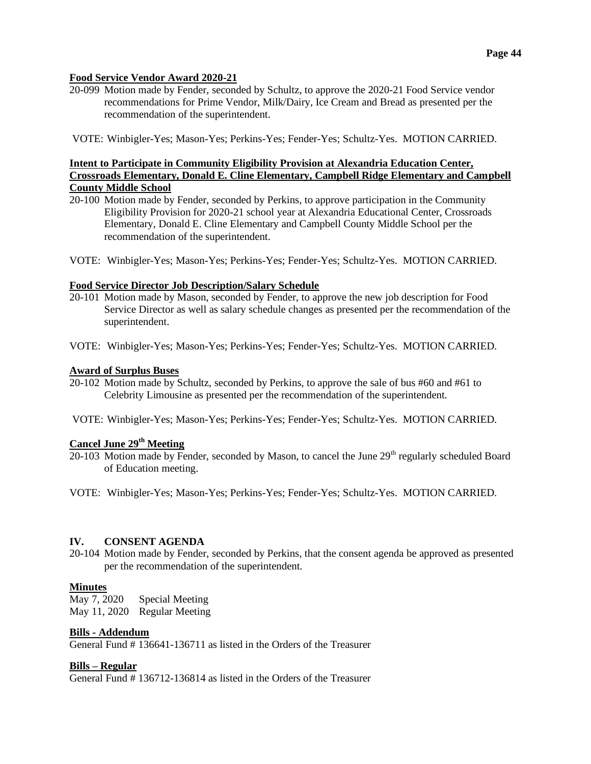**Food Service Vendor Award 2020-21**

20-099 Motion made by Fender, seconded by Schultz, to approve the 2020-21 Food Service vendor recommendations for Prime Vendor, Milk/Dairy, Ice Cream and Bread as presented per the recommendation of the superintendent.

VOTE: Winbigler-Yes; Mason-Yes; Perkins-Yes; Fender-Yes; Schultz-Yes. MOTION CARRIED.

**Intent to Participate in Community Eligibility Provision at Alexandria Education Center, Crossroads Elementary, Donald E. Cline Elementary, Campbell Ridge Elementary and Campbell County Middle School**

20-100 Motion made by Fender, seconded by Perkins, to approve participation in the Community Eligibility Provision for 2020-21 school year at Alexandria Educational Center, Crossroads Elementary, Donald E. Cline Elementary and Campbell County Middle School per the recommendation of the superintendent.

VOTE: Winbigler-Yes; Mason-Yes; Perkins-Yes; Fender-Yes; Schultz-Yes. MOTION CARRIED.

**Food Service Director Job Description/Salary Schedule**

20-101 Motion made by Mason, seconded by Fender, to approve the new job description for Food Service Director as well as salary schedule changes as presented per the recommendation of the superintendent.

VOTE: Winbigler-Yes; Mason-Yes; Perkins-Yes; Fender-Yes; Schultz-Yes. MOTION CARRIED.

**Award of Surplus Buses**

20-102 Motion made by Schultz, seconded by Perkins, to approve the sale of bus #60 and #61 to Celebrity Limousine as presented per the recommendation of the superintendent.

VOTE: Winbigler-Yes; Mason-Yes; Perkins-Yes; Fender-Yes; Schultz-Yes. MOTION CARRIED.

**Cancel June 29th Meeting**

20-103 Motion made by Fender, seconded by Mason, to cancel the June 29th regularly scheduled Board of Education meeting.

VOTE: Winbigler-Yes; Mason-Yes; Perkins-Yes; Fender-Yes; Schultz-Yes. MOTION CARRIED.

## IV. CONSENT AGENDA

20-104 Motion made by Fender, seconded by Perkins, that the consent agenda be approved as presented per the recommendation of the superintendent.

**Minutes**

May 7, 2020 Special Meeting
May 11, 2020 Regular Meeting

**Bills - Addendum**

General Fund # 136641-136711 as listed in the Orders of the Treasurer

**Bills – Regular**

General Fund # 136712-136814 as listed in the Orders of the Treasurer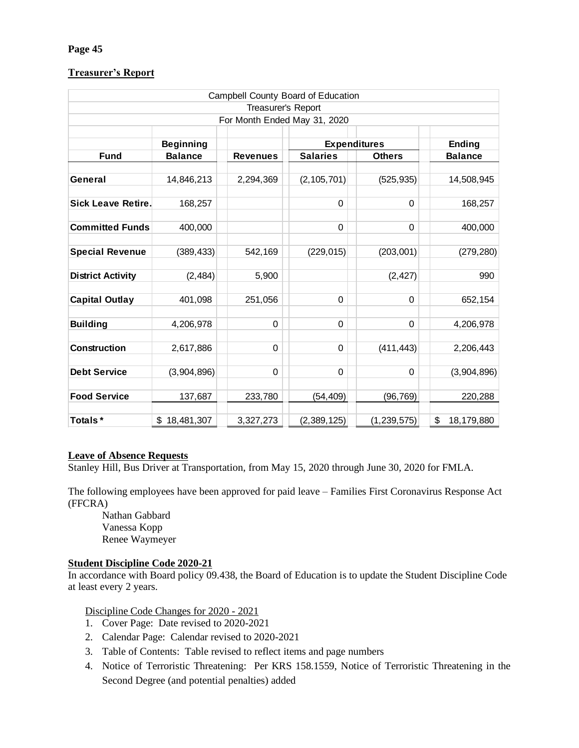**Page 45**

**Treasurer's Report**

| Campbell County Board of Education | | | | | |
|---|---|---|---|---|---|
| Treasurer's Report | | | | | |
| For Month Ended May 31, 2020 | | | | | |
| | Beginning | | Expenditures | | Ending |
| **Fund** | **Balance** | **Revenues** | **Salaries** | **Others** | **Balance** |
| **General** | 14,846,213 | 2,294,369 | (2,105,701) | (525,935) | 14,508,945 |
| **Sick Leave Retire.** | 168,257 | | 0 | 0 | 168,257 |
| **Committed Funds** | 400,000 | | 0 | 0 | 400,000 |
| **Special Revenue** | (389,433) | 542,169 | (229,015) | (203,001) | (279,280) |
| **District Activity** | (2,484) | 5,900 | | (2,427) | 990 |
| **Capital Outlay** | 401,098 | 251,056 | 0 | 0 | 652,154 |
| **Building** | 4,206,978 | 0 | 0 | 0 | 4,206,978 |
| **Construction** | 2,617,886 | 0 | 0 | (411,443) | 2,206,443 |
| **Debt Service** | (3,904,896) | 0 | 0 | 0 | (3,904,896) |
| **Food Service** | 137,687 | 233,780 | (54,409) | (96,769) | 220,288 |
| **Totals \*** | $ 18,481,307 | 3,327,273 | (2,389,125) | (1,239,575) | $ 18,179,880 |

**Leave of Absence Requests**

Stanley Hill, Bus Driver at Transportation, from May 15, 2020 through June 30, 2020 for FMLA.

The following employees have been approved for paid leave – Families First Coronavirus Response Act (FFCRA)

Nathan Gabbard
Vanessa Kopp
Renee Waymeyer

**Student Discipline Code 2020-21**

In accordance with Board policy 09.438, the Board of Education is to update the Student Discipline Code at least every 2 years.

Discipline Code Changes for 2020 - 2021

1. Cover Page: Date revised to 2020-2021
2. Calendar Page: Calendar revised to 2020-2021
3. Table of Contents: Table revised to reflect items and page numbers
4. Notice of Terroristic Threatening: Per KRS 158.1559, Notice of Terroristic Threatening in the Second Degree (and potential penalties) added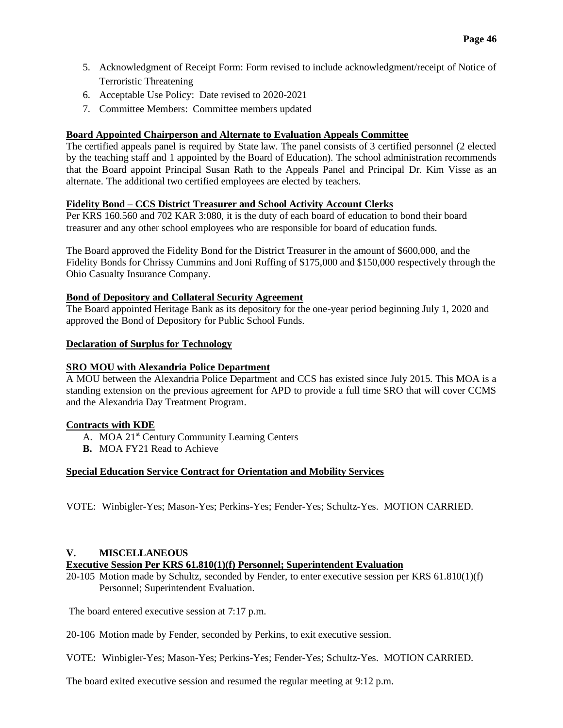5. Acknowledgment of Receipt Form: Form revised to include acknowledgment/receipt of Notice of Terroristic Threatening
6. Acceptable Use Policy: Date revised to 2020-2021
7. Committee Members: Committee members updated

**Board Appointed Chairperson and Alternate to Evaluation Appeals Committee**

The certified appeals panel is required by State law. The panel consists of 3 certified personnel (2 elected by the teaching staff and 1 appointed by the Board of Education). The school administration recommends that the Board appoint Principal Susan Rath to the Appeals Panel and Principal Dr. Kim Visse as an alternate. The additional two certified employees are elected by teachers.

**Fidelity Bond – CCS District Treasurer and School Activity Account Clerks**

Per KRS 160.560 and 702 KAR 3:080, it is the duty of each board of education to bond their board treasurer and any other school employees who are responsible for board of education funds.

The Board approved the Fidelity Bond for the District Treasurer in the amount of $600,000, and the Fidelity Bonds for Chrissy Cummins and Joni Ruffing of $175,000 and $150,000 respectively through the Ohio Casualty Insurance Company.

**Bond of Depository and Collateral Security Agreement**

The Board appointed Heritage Bank as its depository for the one-year period beginning July 1, 2020 and approved the Bond of Depository for Public School Funds.

**Declaration of Surplus for Technology**

**SRO MOU with Alexandria Police Department**

A MOU between the Alexandria Police Department and CCS has existed since July 2015. This MOA is a standing extension on the previous agreement for APD to provide a full time SRO that will cover CCMS and the Alexandria Day Treatment Program.

**Contracts with KDE**

A. MOA 21st Century Community Learning Centers
**B.** MOA FY21 Read to Achieve

**Special Education Service Contract for Orientation and Mobility Services**

VOTE: Winbigler-Yes; Mason-Yes; Perkins-Yes; Fender-Yes; Schultz-Yes. MOTION CARRIED.

## V. MISCELLANEOUS

**Executive Session Per KRS 61.810(1)(f) Personnel; Superintendent Evaluation**

20-105 Motion made by Schultz, seconded by Fender, to enter executive session per KRS 61.810(1)(f) Personnel; Superintendent Evaluation.

The board entered executive session at 7:17 p.m.

20-106 Motion made by Fender, seconded by Perkins, to exit executive session.

VOTE: Winbigler-Yes; Mason-Yes; Perkins-Yes; Fender-Yes; Schultz-Yes. MOTION CARRIED.

The board exited executive session and resumed the regular meeting at 9:12 p.m.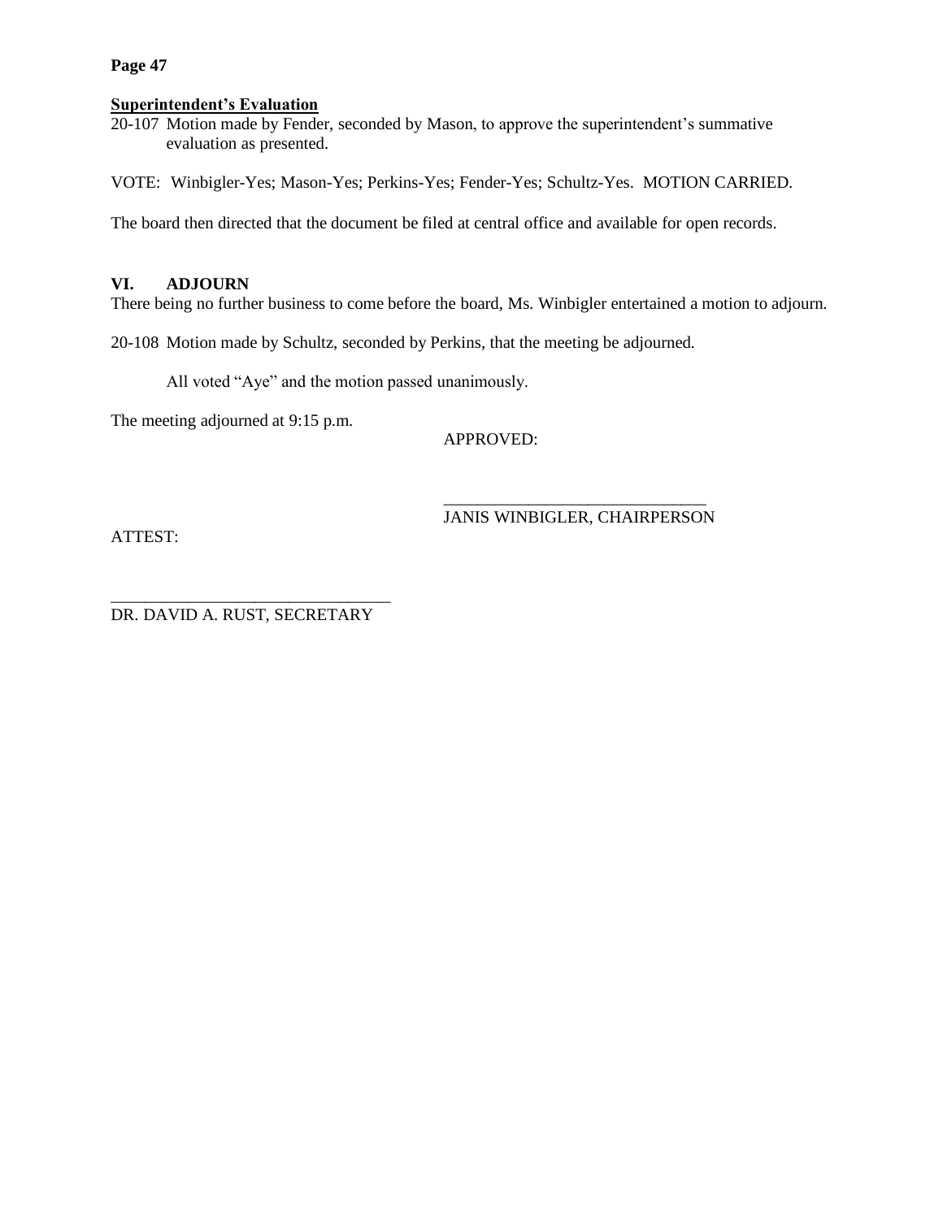**Superintendent's Evaluation**

20-107 Motion made by Fender, seconded by Mason, to approve the superintendent's summative evaluation as presented.

VOTE: Winbigler-Yes; Mason-Yes; Perkins-Yes; Fender-Yes; Schultz-Yes. MOTION CARRIED.

The board then directed that the document be filed at central office and available for open records.

## VI. ADJOURN

There being no further business to come before the board, Ms. Winbigler entertained a motion to adjourn.

20-108 Motion made by Schultz, seconded by Perkins, that the meeting be adjourned.

All voted "Aye" and the motion passed unanimously.

The meeting adjourned at 9:15 p.m.

APPROVED:

______________________________
JANIS WINBIGLER, CHAIRPERSON

ATTEST:

________________________________
DR. DAVID A. RUST, SECRETARY